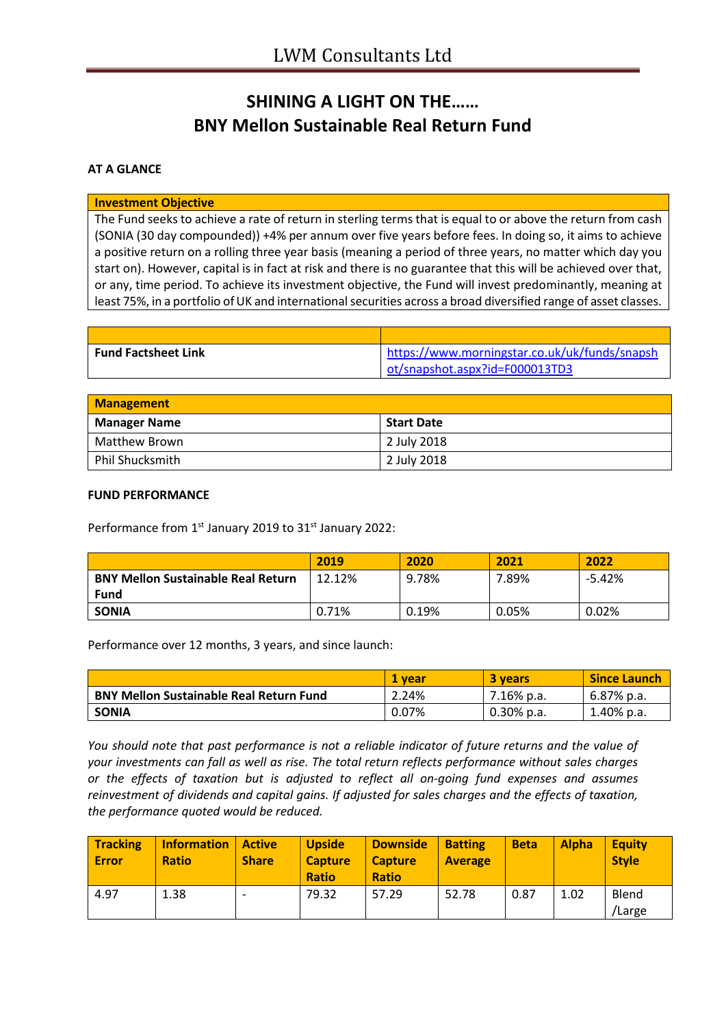# LWM Consultants Ltd

## SHINING A LIGHT ON THE……
## BNY Mellon Sustainable Real Return Fund

**AT A GLANCE**

| Investment Objective |
|---|
| The Fund seeks to achieve a rate of return in sterling terms that is equal to or above the return from cash (SONIA (30 day compounded)) +4% per annum over five years before fees. In doing so, it aims to achieve a positive return on a rolling three year basis (meaning a period of three years, no matter which day you start on). However, capital is in fact at risk and there is no guarantee that this will be achieved over that, or any, time period. To achieve its investment objective, the Fund will invest predominantly, meaning at least 75%, in a portfolio of UK and international securities across a broad diversified range of asset classes. |

| | |
|---|---|
| **Fund Factsheet Link** | https://www.morningstar.co.uk/uk/funds/snapshot/snapshot.aspx?id=F000013TD3 |

| **Management** | |
|---|---|
| **Manager Name** | **Start Date** |
| Matthew Brown | 2 July 2018 |
| Phil Shucksmith | 2 July 2018 |

**FUND PERFORMANCE**

Performance from 1st January 2019 to 31st January 2022:

| | 2019 | 2020 | 2021 | 2022 |
|---|---|---|---|---|
| **BNY Mellon Sustainable Real Return Fund** | 12.12% | 9.78% | 7.89% | -5.42% |
| **SONIA** | 0.71% | 0.19% | 0.05% | 0.02% |

Performance over 12 months, 3 years, and since launch:

| | 1 year | 3 years | Since Launch |
|---|---|---|---|
| **BNY Mellon Sustainable Real Return Fund** | 2.24% | 7.16% p.a. | 6.87% p.a. |
| **SONIA** | 0.07% | 0.30% p.a. | 1.40% p.a. |

*You should note that past performance is not a reliable indicator of future returns and the value of your investments can fall as well as rise. The total return reflects performance without sales charges or the effects of taxation but is adjusted to reflect all on-going fund expenses and assumes reinvestment of dividends and capital gains. If adjusted for sales charges and the effects of taxation, the performance quoted would be reduced.*

| Tracking Error | Information Ratio | Active Share | Upside Capture Ratio | Downside Capture Ratio | Batting Average | Beta | Alpha | Equity Style |
|---|---|---|---|---|---|---|---|---|
| 4.97 | 1.38 | - | 79.32 | 57.29 | 52.78 | 0.87 | 1.02 | Blend /Large |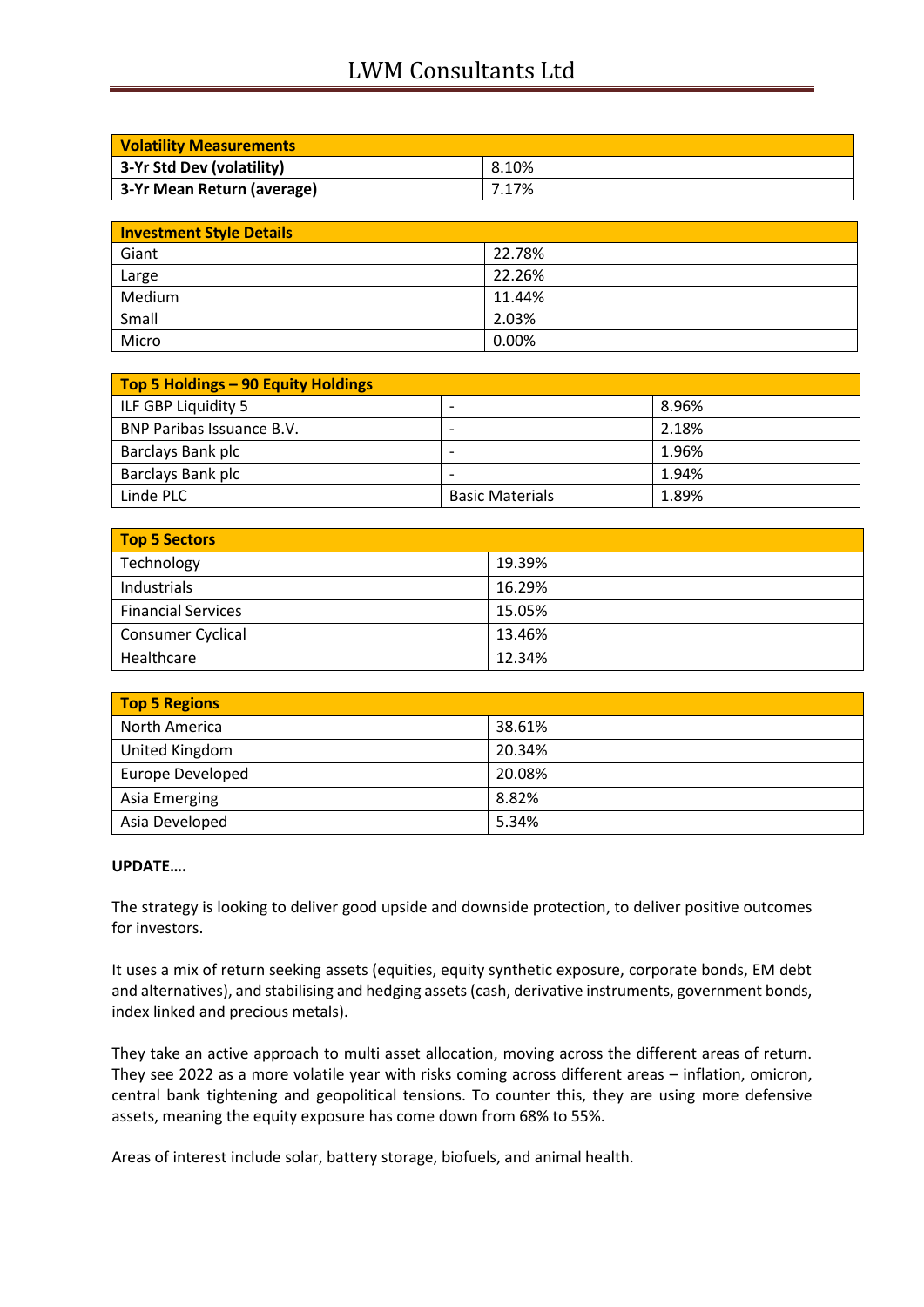| Volatility Measurements | |
|---|---|
| 3-Yr Std Dev (volatility) | 8.10% |
| 3-Yr Mean Return (average) | 7.17% |

| Investment Style Details | |
|---|---|
| Giant | 22.78% |
| Large | 22.26% |
| Medium | 11.44% |
| Small | 2.03% |
| Micro | 0.00% |

| Top 5 Holdings – 90 Equity Holdings | | |
|---|---|---|
| ILF GBP Liquidity 5 | - | 8.96% |
| BNP Paribas Issuance B.V. | - | 2.18% |
| Barclays Bank plc | - | 1.96% |
| Barclays Bank plc | - | 1.94% |
| Linde PLC | Basic Materials | 1.89% |

| Top 5 Sectors | |
|---|---|
| Technology | 19.39% |
| Industrials | 16.29% |
| Financial Services | 15.05% |
| Consumer Cyclical | 13.46% |
| Healthcare | 12.34% |

| Top 5 Regions | |
|---|---|
| North America | 38.61% |
| United Kingdom | 20.34% |
| Europe Developed | 20.08% |
| Asia Emerging | 8.82% |
| Asia Developed | 5.34% |

**UPDATE….**

The strategy is looking to deliver good upside and downside protection, to deliver positive outcomes for investors.

It uses a mix of return seeking assets (equities, equity synthetic exposure, corporate bonds, EM debt and alternatives), and stabilising and hedging assets (cash, derivative instruments, government bonds, index linked and precious metals).

They take an active approach to multi asset allocation, moving across the different areas of return. They see 2022 as a more volatile year with risks coming across different areas – inflation, omicron, central bank tightening and geopolitical tensions. To counter this, they are using more defensive assets, meaning the equity exposure has come down from 68% to 55%.

Areas of interest include solar, battery storage, biofuels, and animal health.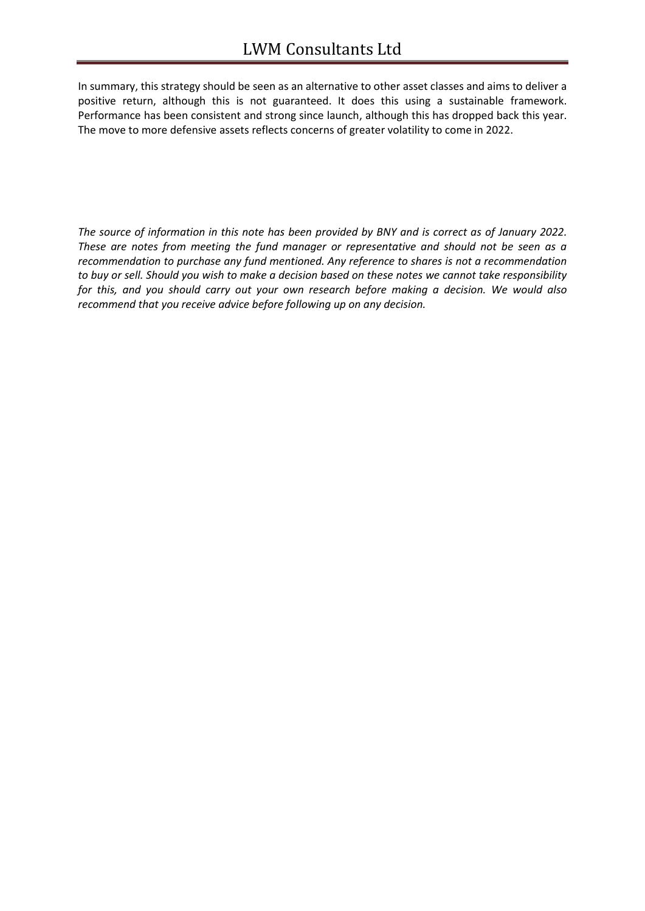In summary, this strategy should be seen as an alternative to other asset classes and aims to deliver a positive return, although this is not guaranteed. It does this using a sustainable framework. Performance has been consistent and strong since launch, although this has dropped back this year. The move to more defensive assets reflects concerns of greater volatility to come in 2022.

*The source of information in this note has been provided by BNY and is correct as of January 2022. These are notes from meeting the fund manager or representative and should not be seen as a recommendation to purchase any fund mentioned. Any reference to shares is not a recommendation to buy or sell. Should you wish to make a decision based on these notes we cannot take responsibility for this, and you should carry out your own research before making a decision. We would also recommend that you receive advice before following up on any decision.*